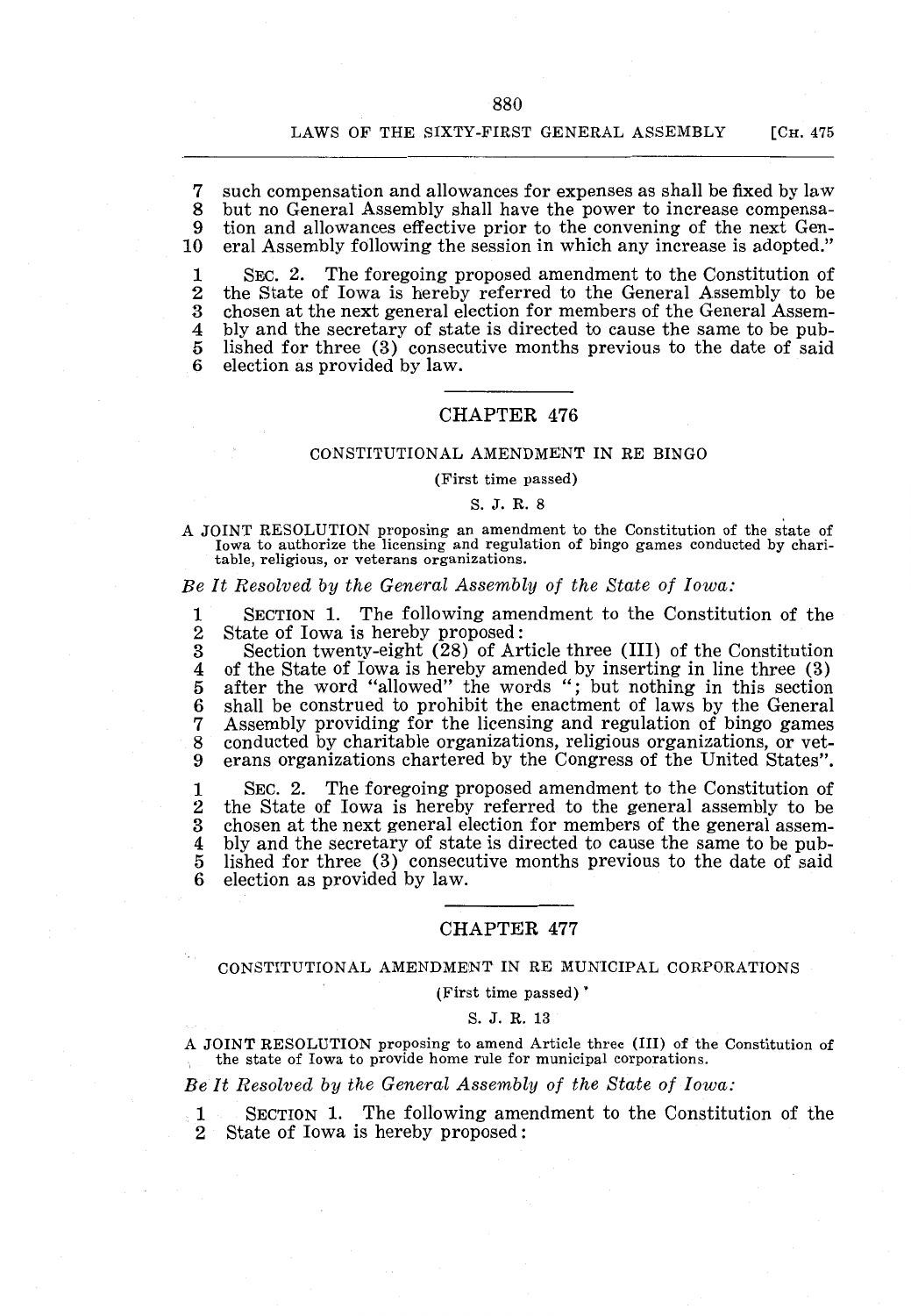such compensation and allowances for expenses as shall be fixed by law but no General Assembly shall have the power to increase compensation and allowances effective prior to the convening of the next General Assembly following the session in which any increase is adopted."

SEC. 2. The foregoing proposed amendment to the Constitution of the State of Iowa is hereby referred to the General Assembly to be chosen at the next general election for members of the General Assembly and the secretary of state is directed to cause the same to be published for three (3) consecutive months previous to the date of said election as provided by law.

## CHAPTER 476

### CONSTITUTIONAL AMENDMENT IN RE BINGO

(First time passed)

S. J. R. 8

A JOINT RESOLUTION proposing an amendment to the Constitution of the state of Iowa to authorize the licensing and regulation of bingo games conducted by charitable, religious, or veterans organizations.

*Be It Resolved by the General Assembly of the State of Iowa:*

SECTION 1. The following amendment to the Constitution of the State of Iowa is hereby proposed:

Section twenty-eight (28) of Article three (III) of the Constitution of the State of Iowa is hereby amended by inserting in line three (3) after the word "allowed" the words "; but nothing in this section shall be construed to prohibit the enactment of laws by the General Assembly providing for the licensing and regulation of bingo games conducted by charitable organizations, religious organizations, or veterans organizations chartered by the Congress of the United States".

SEC. 2. The foregoing proposed amendment to the Constitution of the State of Iowa is hereby referred to the general assembly to be chosen at the next general election for members of the general assembly and the secretary of state is directed to cause the same to be published for three (3) consecutive months previous to the date of said election as provided by law.

## CHAPTER 477

### CONSTITUTIONAL AMENDMENT IN RE MUNICIPAL CORPORATIONS

(First time passed)

S. J. R. 13

A JOINT RESOLUTION proposing to amend Article three (III) of the Constitution of the state of Iowa to provide home rule for municipal corporations.

*Be It Resolved by the General Assembly of the State of Iowa:*

SECTION 1. The following amendment to the Constitution of the State of Iowa is hereby proposed: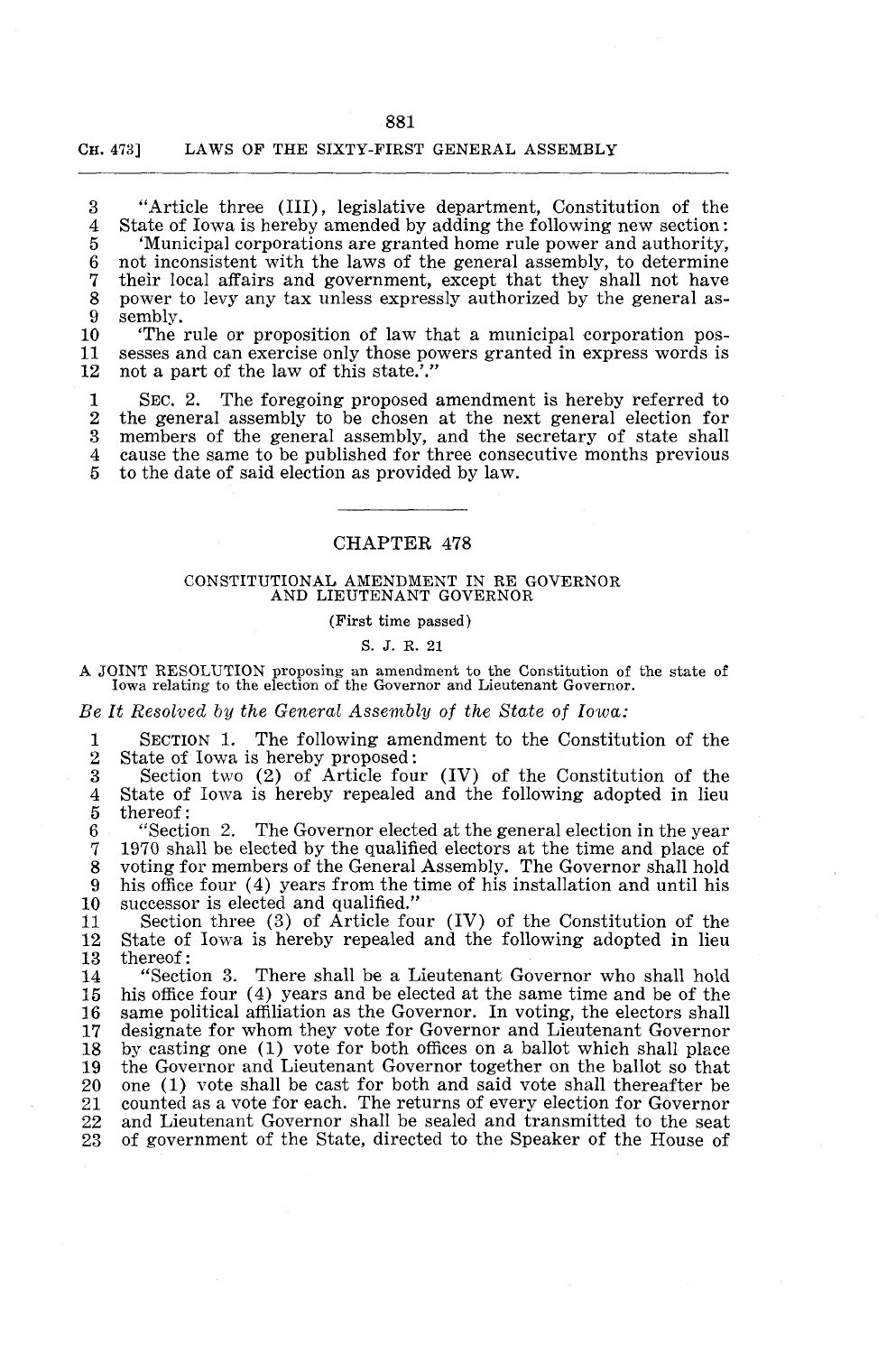3 "Article three (III), legislative department, Constitution of the
4 State of Iowa is hereby amended by adding the following new section:
5 'Municipal corporations are granted home rule power and authority,
6 not inconsistent with the laws of the general assembly, to determine
7 their local affairs and government, except that they shall not have
8 power to levy any tax unless expressly authorized by the general as-
9 sembly.
10 'The rule or proposition of law that a municipal corporation pos-
11 sesses and can exercise only those powers granted in express words is
12 not a part of the law of this state.'."

1 SEC. 2. The foregoing proposed amendment is hereby referred to
2 the general assembly to be chosen at the next general election for
3 members of the general assembly, and the secretary of state shall
4 cause the same to be published for three consecutive months previous
5 to the date of said election as provided by law.

## CHAPTER 478

### CONSTITUTIONAL AMENDMENT IN RE GOVERNOR AND LIEUTENANT GOVERNOR

(First time passed)

S. J. R. 21

A JOINT RESOLUTION proposing an amendment to the Constitution of the state of Iowa relating to the election of the Governor and Lieutenant Governor.

*Be It Resolved by the General Assembly of the State of Iowa:*

1 SECTION 1. The following amendment to the Constitution of the
2 State of Iowa is hereby proposed:
3 Section two (2) of Article four (IV) of the Constitution of the
4 State of Iowa is hereby repealed and the following adopted in lieu
5 thereof:
6 "Section 2. The Governor elected at the general election in the year
7 1970 shall be elected by the qualified electors at the time and place of
8 voting for members of the General Assembly. The Governor shall hold
9 his office four (4) years from the time of his installation and until his
10 successor is elected and qualified."
11 Section three (3) of Article four (IV) of the Constitution of the
12 State of Iowa is hereby repealed and the following adopted in lieu
13 thereof:
14 "Section 3. There shall be a Lieutenant Governor who shall hold
15 his office four (4) years and be elected at the same time and be of the
16 same political affiliation as the Governor. In voting, the electors shall
17 designate for whom they vote for Governor and Lieutenant Governor
18 by casting one (1) vote for both offices on a ballot which shall place
19 the Governor and Lieutenant Governor together on the ballot so that
20 one (1) vote shall be cast for both and said vote shall thereafter be
21 counted as a vote for each. The returns of every election for Governor
22 and Lieutenant Governor shall be sealed and transmitted to the seat
23 of government of the State, directed to the Speaker of the House of